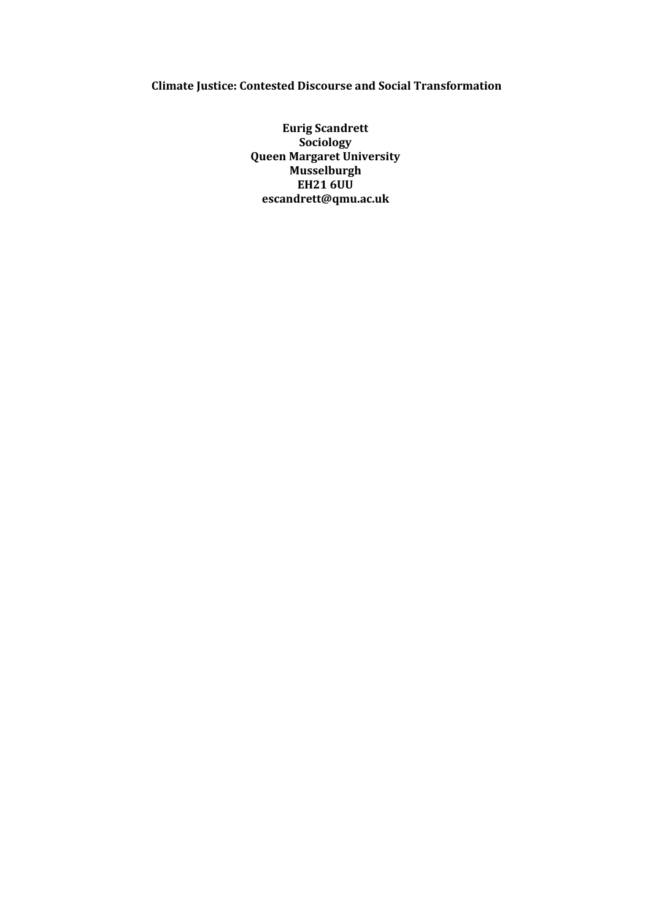# Climate Justice: Contested Discourse and Social Transformation

**Eurig Scandrett**
**Sociology**
**Queen Margaret University**
**Musselburgh**
**EH21 6UU**
**escandrett@qmu.ac.uk**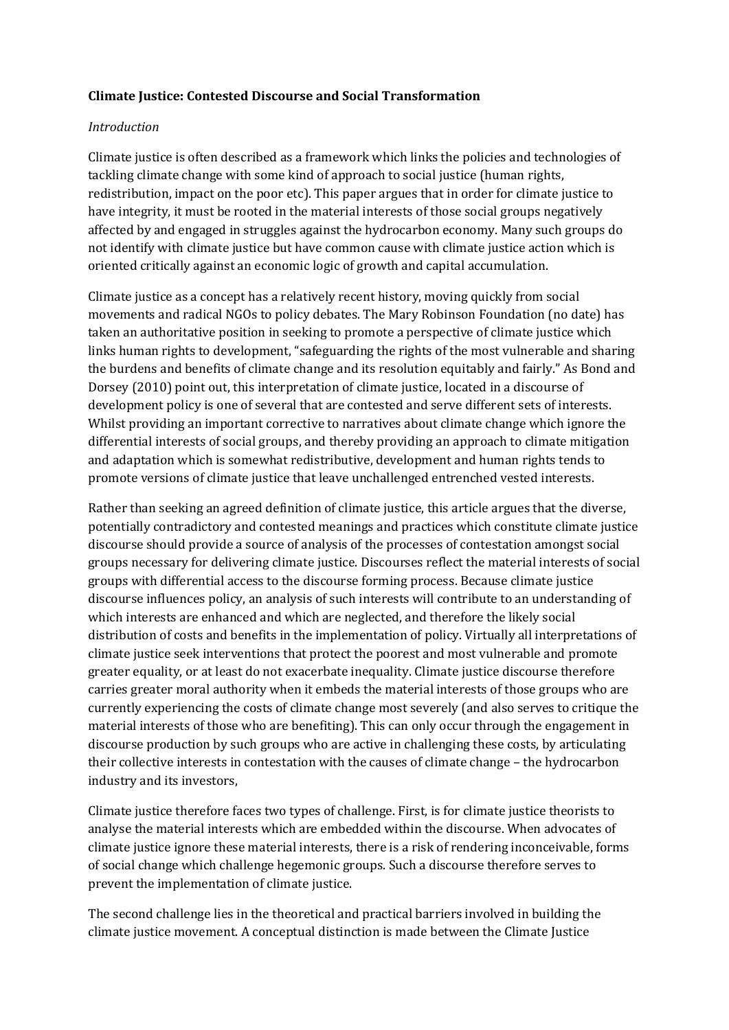**Climate Justice: Contested Discourse and Social Transformation**

*Introduction*

Climate justice is often described as a framework which links the policies and technologies of tackling climate change with some kind of approach to social justice (human rights, redistribution, impact on the poor etc). This paper argues that in order for climate justice to have integrity, it must be rooted in the material interests of those social groups negatively affected by and engaged in struggles against the hydrocarbon economy. Many such groups do not identify with climate justice but have common cause with climate justice action which is oriented critically against an economic logic of growth and capital accumulation.

Climate justice as a concept has a relatively recent history, moving quickly from social movements and radical NGOs to policy debates. The Mary Robinson Foundation (no date) has taken an authoritative position in seeking to promote a perspective of climate justice which links human rights to development, "safeguarding the rights of the most vulnerable and sharing the burdens and benefits of climate change and its resolution equitably and fairly." As Bond and Dorsey (2010) point out, this interpretation of climate justice, located in a discourse of development policy is one of several that are contested and serve different sets of interests. Whilst providing an important corrective to narratives about climate change which ignore the differential interests of social groups, and thereby providing an approach to climate mitigation and adaptation which is somewhat redistributive, development and human rights tends to promote versions of climate justice that leave unchallenged entrenched vested interests.

Rather than seeking an agreed definition of climate justice, this article argues that the diverse, potentially contradictory and contested meanings and practices which constitute climate justice discourse should provide a source of analysis of the processes of contestation amongst social groups necessary for delivering climate justice. Discourses reflect the material interests of social groups with differential access to the discourse forming process. Because climate justice discourse influences policy, an analysis of such interests will contribute to an understanding of which interests are enhanced and which are neglected, and therefore the likely social distribution of costs and benefits in the implementation of policy. Virtually all interpretations of climate justice seek interventions that protect the poorest and most vulnerable and promote greater equality, or at least do not exacerbate inequality. Climate justice discourse therefore carries greater moral authority when it embeds the material interests of those groups who are currently experiencing the costs of climate change most severely (and also serves to critique the material interests of those who are benefiting). This can only occur through the engagement in discourse production by such groups who are active in challenging these costs, by articulating their collective interests in contestation with the causes of climate change – the hydrocarbon industry and its investors,

Climate justice therefore faces two types of challenge. First, is for climate justice theorists to analyse the material interests which are embedded within the discourse. When advocates of climate justice ignore these material interests, there is a risk of rendering inconceivable, forms of social change which challenge hegemonic groups. Such a discourse therefore serves to prevent the implementation of climate justice.

The second challenge lies in the theoretical and practical barriers involved in building the climate justice movement. A conceptual distinction is made between the Climate Justice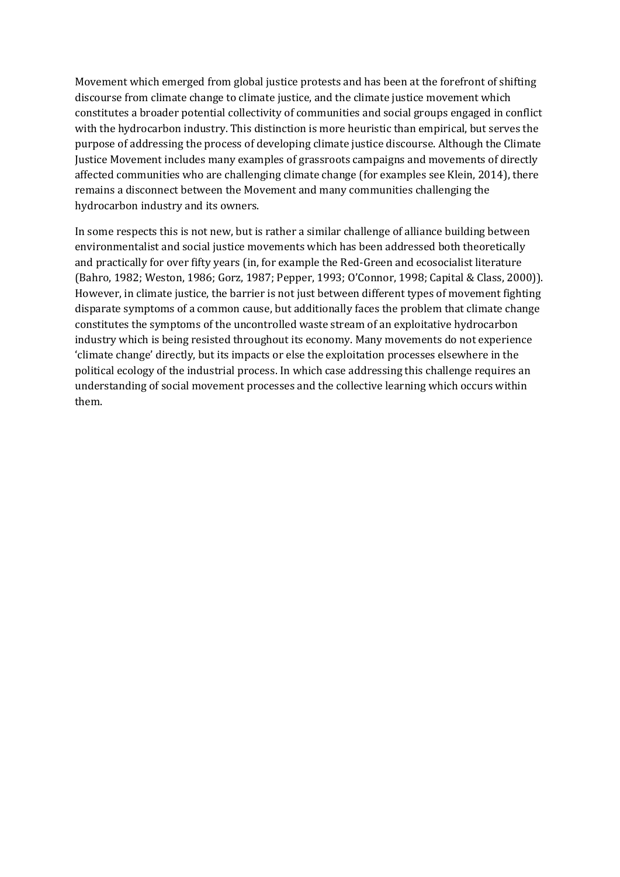Movement which emerged from global justice protests and has been at the forefront of shifting discourse from climate change to climate justice, and the climate justice movement which constitutes a broader potential collectivity of communities and social groups engaged in conflict with the hydrocarbon industry. This distinction is more heuristic than empirical, but serves the purpose of addressing the process of developing climate justice discourse. Although the Climate Justice Movement includes many examples of grassroots campaigns and movements of directly affected communities who are challenging climate change (for examples see Klein, 2014), there remains a disconnect between the Movement and many communities challenging the hydrocarbon industry and its owners.

In some respects this is not new, but is rather a similar challenge of alliance building between environmentalist and social justice movements which has been addressed both theoretically and practically for over fifty years (in, for example the Red-Green and ecosocialist literature (Bahro, 1982; Weston, 1986; Gorz, 1987; Pepper, 1993; O'Connor, 1998; Capital & Class, 2000)). However, in climate justice, the barrier is not just between different types of movement fighting disparate symptoms of a common cause, but additionally faces the problem that climate change constitutes the symptoms of the uncontrolled waste stream of an exploitative hydrocarbon industry which is being resisted throughout its economy. Many movements do not experience 'climate change' directly, but its impacts or else the exploitation processes elsewhere in the political ecology of the industrial process. In which case addressing this challenge requires an understanding of social movement processes and the collective learning which occurs within them.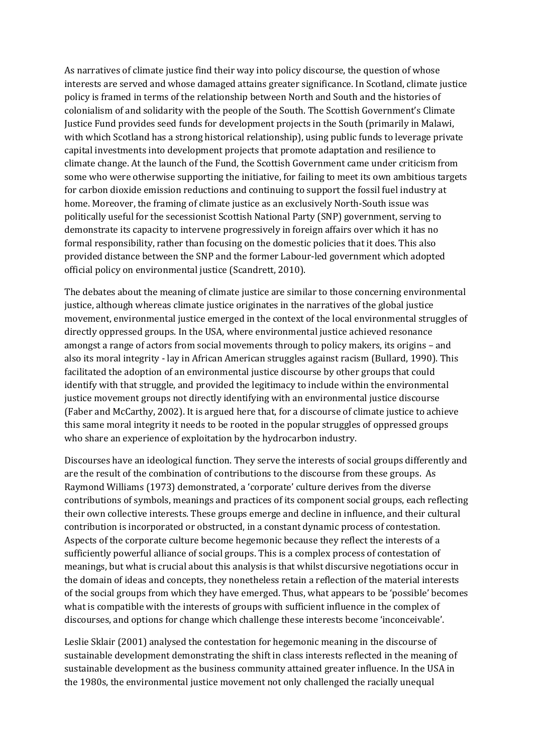As narratives of climate justice find their way into policy discourse, the question of whose interests are served and whose damaged attains greater significance. In Scotland, climate justice policy is framed in terms of the relationship between North and South and the histories of colonialism of and solidarity with the people of the South. The Scottish Government's Climate Justice Fund provides seed funds for development projects in the South (primarily in Malawi, with which Scotland has a strong historical relationship), using public funds to leverage private capital investments into development projects that promote adaptation and resilience to climate change. At the launch of the Fund, the Scottish Government came under criticism from some who were otherwise supporting the initiative, for failing to meet its own ambitious targets for carbon dioxide emission reductions and continuing to support the fossil fuel industry at home. Moreover, the framing of climate justice as an exclusively North-South issue was politically useful for the secessionist Scottish National Party (SNP) government, serving to demonstrate its capacity to intervene progressively in foreign affairs over which it has no formal responsibility, rather than focusing on the domestic policies that it does. This also provided distance between the SNP and the former Labour-led government which adopted official policy on environmental justice (Scandrett, 2010).

The debates about the meaning of climate justice are similar to those concerning environmental justice, although whereas climate justice originates in the narratives of the global justice movement, environmental justice emerged in the context of the local environmental struggles of directly oppressed groups. In the USA, where environmental justice achieved resonance amongst a range of actors from social movements through to policy makers, its origins – and also its moral integrity - lay in African American struggles against racism (Bullard, 1990). This facilitated the adoption of an environmental justice discourse by other groups that could identify with that struggle, and provided the legitimacy to include within the environmental justice movement groups not directly identifying with an environmental justice discourse (Faber and McCarthy, 2002). It is argued here that, for a discourse of climate justice to achieve this same moral integrity it needs to be rooted in the popular struggles of oppressed groups who share an experience of exploitation by the hydrocarbon industry.

Discourses have an ideological function. They serve the interests of social groups differently and are the result of the combination of contributions to the discourse from these groups. As Raymond Williams (1973) demonstrated, a 'corporate' culture derives from the diverse contributions of symbols, meanings and practices of its component social groups, each reflecting their own collective interests. These groups emerge and decline in influence, and their cultural contribution is incorporated or obstructed, in a constant dynamic process of contestation. Aspects of the corporate culture become hegemonic because they reflect the interests of a sufficiently powerful alliance of social groups. This is a complex process of contestation of meanings, but what is crucial about this analysis is that whilst discursive negotiations occur in the domain of ideas and concepts, they nonetheless retain a reflection of the material interests of the social groups from which they have emerged. Thus, what appears to be 'possible' becomes what is compatible with the interests of groups with sufficient influence in the complex of discourses, and options for change which challenge these interests become 'inconceivable'.

Leslie Sklair (2001) analysed the contestation for hegemonic meaning in the discourse of sustainable development demonstrating the shift in class interests reflected in the meaning of sustainable development as the business community attained greater influence. In the USA in the 1980s, the environmental justice movement not only challenged the racially unequal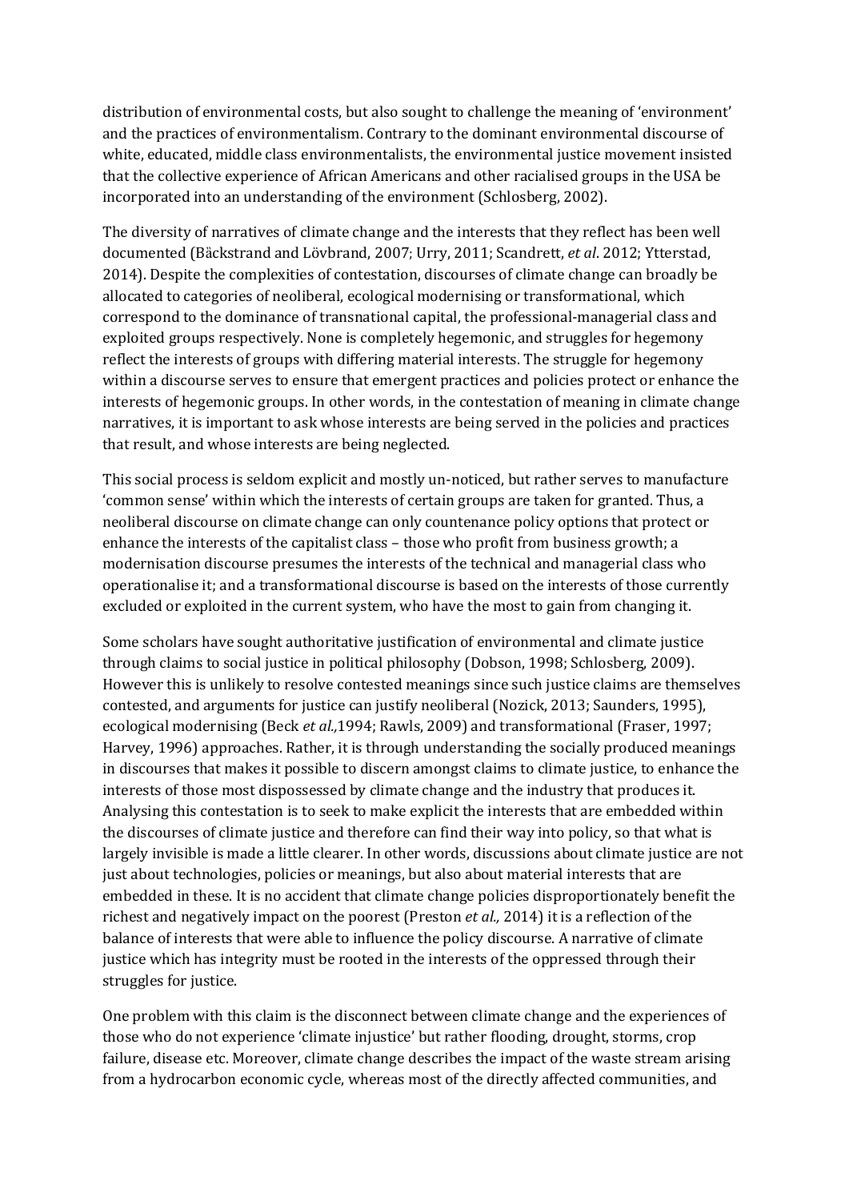distribution of environmental costs, but also sought to challenge the meaning of 'environment' and the practices of environmentalism. Contrary to the dominant environmental discourse of white, educated, middle class environmentalists, the environmental justice movement insisted that the collective experience of African Americans and other racialised groups in the USA be incorporated into an understanding of the environment (Schlosberg, 2002).

The diversity of narratives of climate change and the interests that they reflect has been well documented (Bäckstrand and Lövbrand, 2007; Urry, 2011; Scandrett, *et al*. 2012; Ytterstad, 2014). Despite the complexities of contestation, discourses of climate change can broadly be allocated to categories of neoliberal, ecological modernising or transformational, which correspond to the dominance of transnational capital, the professional-managerial class and exploited groups respectively. None is completely hegemonic, and struggles for hegemony reflect the interests of groups with differing material interests. The struggle for hegemony within a discourse serves to ensure that emergent practices and policies protect or enhance the interests of hegemonic groups. In other words, in the contestation of meaning in climate change narratives, it is important to ask whose interests are being served in the policies and practices that result, and whose interests are being neglected.

This social process is seldom explicit and mostly un-noticed, but rather serves to manufacture 'common sense' within which the interests of certain groups are taken for granted. Thus, a neoliberal discourse on climate change can only countenance policy options that protect or enhance the interests of the capitalist class – those who profit from business growth; a modernisation discourse presumes the interests of the technical and managerial class who operationalise it; and a transformational discourse is based on the interests of those currently excluded or exploited in the current system, who have the most to gain from changing it.

Some scholars have sought authoritative justification of environmental and climate justice through claims to social justice in political philosophy (Dobson, 1998; Schlosberg, 2009). However this is unlikely to resolve contested meanings since such justice claims are themselves contested, and arguments for justice can justify neoliberal (Nozick, 2013; Saunders, 1995), ecological modernising (Beck *et al.,*1994; Rawls, 2009) and transformational (Fraser, 1997; Harvey, 1996) approaches. Rather, it is through understanding the socially produced meanings in discourses that makes it possible to discern amongst claims to climate justice, to enhance the interests of those most dispossessed by climate change and the industry that produces it. Analysing this contestation is to seek to make explicit the interests that are embedded within the discourses of climate justice and therefore can find their way into policy, so that what is largely invisible is made a little clearer. In other words, discussions about climate justice are not just about technologies, policies or meanings, but also about material interests that are embedded in these. It is no accident that climate change policies disproportionately benefit the richest and negatively impact on the poorest (Preston *et al.,* 2014) it is a reflection of the balance of interests that were able to influence the policy discourse. A narrative of climate justice which has integrity must be rooted in the interests of the oppressed through their struggles for justice.

One problem with this claim is the disconnect between climate change and the experiences of those who do not experience 'climate injustice' but rather flooding, drought, storms, crop failure, disease etc. Moreover, climate change describes the impact of the waste stream arising from a hydrocarbon economic cycle, whereas most of the directly affected communities, and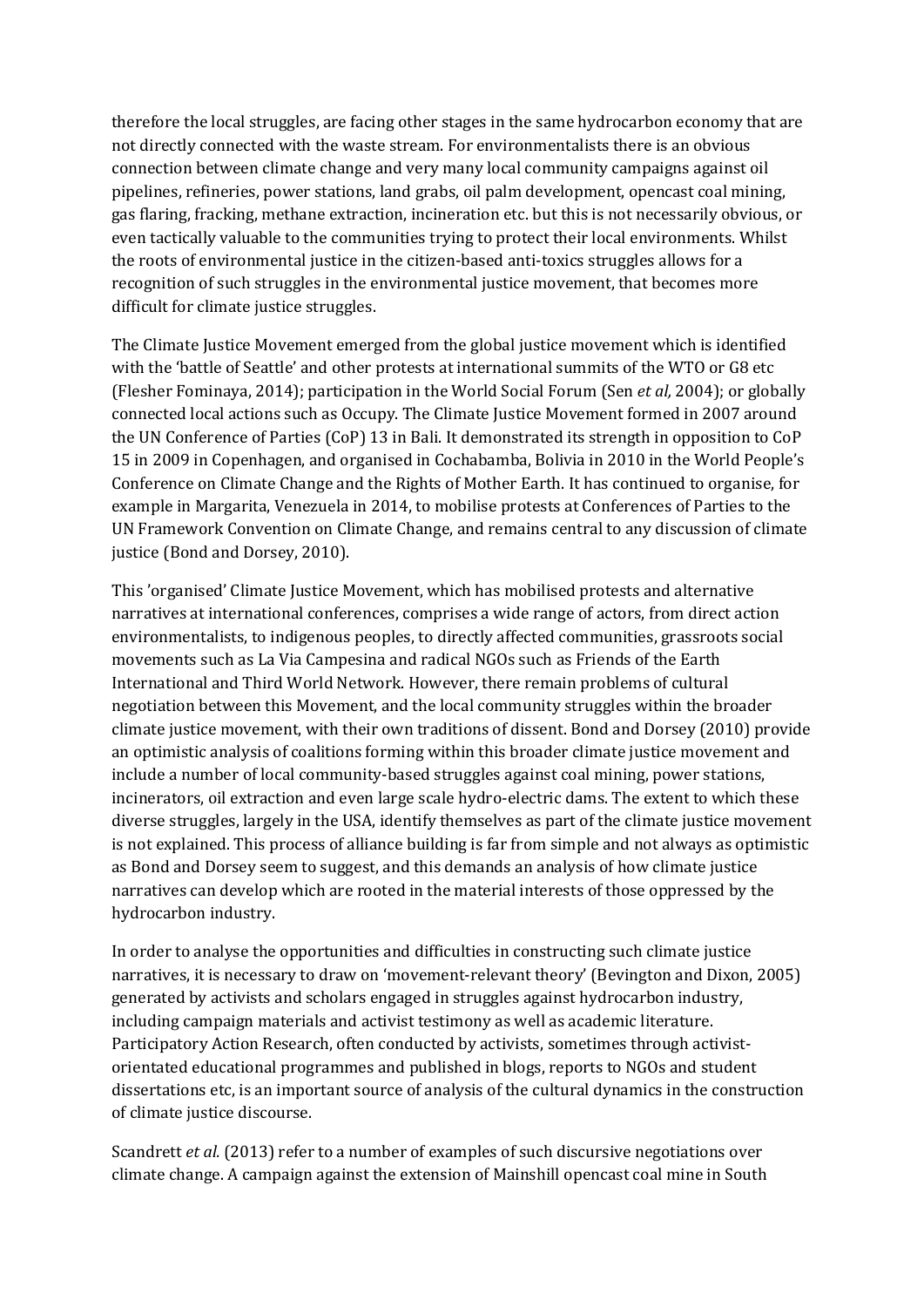therefore the local struggles, are facing other stages in the same hydrocarbon economy that are not directly connected with the waste stream. For environmentalists there is an obvious connection between climate change and very many local community campaigns against oil pipelines, refineries, power stations, land grabs, oil palm development, opencast coal mining, gas flaring, fracking, methane extraction, incineration etc. but this is not necessarily obvious, or even tactically valuable to the communities trying to protect their local environments. Whilst the roots of environmental justice in the citizen-based anti-toxics struggles allows for a recognition of such struggles in the environmental justice movement, that becomes more difficult for climate justice struggles.

The Climate Justice Movement emerged from the global justice movement which is identified with the 'battle of Seattle' and other protests at international summits of the WTO or G8 etc (Flesher Fominaya, 2014); participation in the World Social Forum (Sen *et al,* 2004); or globally connected local actions such as Occupy. The Climate Justice Movement formed in 2007 around the UN Conference of Parties (CoP) 13 in Bali. It demonstrated its strength in opposition to CoP 15 in 2009 in Copenhagen, and organised in Cochabamba, Bolivia in 2010 in the World People's Conference on Climate Change and the Rights of Mother Earth. It has continued to organise, for example in Margarita, Venezuela in 2014, to mobilise protests at Conferences of Parties to the UN Framework Convention on Climate Change, and remains central to any discussion of climate justice (Bond and Dorsey, 2010).

This 'organised' Climate Justice Movement, which has mobilised protests and alternative narratives at international conferences, comprises a wide range of actors, from direct action environmentalists, to indigenous peoples, to directly affected communities, grassroots social movements such as La Via Campesina and radical NGOs such as Friends of the Earth International and Third World Network. However, there remain problems of cultural negotiation between this Movement, and the local community struggles within the broader climate justice movement, with their own traditions of dissent. Bond and Dorsey (2010) provide an optimistic analysis of coalitions forming within this broader climate justice movement and include a number of local community-based struggles against coal mining, power stations, incinerators, oil extraction and even large scale hydro-electric dams. The extent to which these diverse struggles, largely in the USA, identify themselves as part of the climate justice movement is not explained. This process of alliance building is far from simple and not always as optimistic as Bond and Dorsey seem to suggest, and this demands an analysis of how climate justice narratives can develop which are rooted in the material interests of those oppressed by the hydrocarbon industry.

In order to analyse the opportunities and difficulties in constructing such climate justice narratives, it is necessary to draw on 'movement-relevant theory' (Bevington and Dixon, 2005) generated by activists and scholars engaged in struggles against hydrocarbon industry, including campaign materials and activist testimony as well as academic literature. Participatory Action Research, often conducted by activists, sometimes through activist-orientated educational programmes and published in blogs, reports to NGOs and student dissertations etc, is an important source of analysis of the cultural dynamics in the construction of climate justice discourse.

Scandrett *et al.* (2013) refer to a number of examples of such discursive negotiations over climate change. A campaign against the extension of Mainshill opencast coal mine in South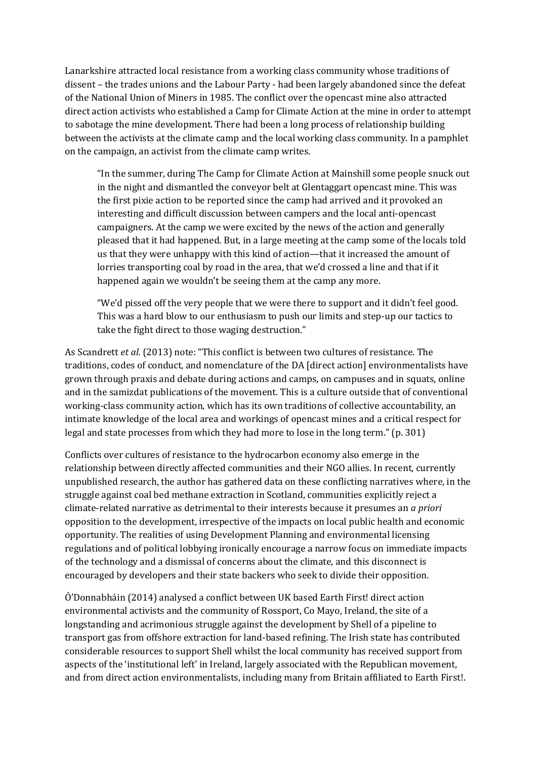Lanarkshire attracted local resistance from a working class community whose traditions of dissent – the trades unions and the Labour Party - had been largely abandoned since the defeat of the National Union of Miners in 1985. The conflict over the opencast mine also attracted direct action activists who established a Camp for Climate Action at the mine in order to attempt to sabotage the mine development. There had been a long process of relationship building between the activists at the climate camp and the local working class community. In a pamphlet on the campaign, an activist from the climate camp writes.

> "In the summer, during The Camp for Climate Action at Mainshill some people snuck out in the night and dismantled the conveyor belt at Glentaggart opencast mine. This was the first pixie action to be reported since the camp had arrived and it provoked an interesting and difficult discussion between campers and the local anti-opencast campaigners. At the camp we were excited by the news of the action and generally pleased that it had happened. But, in a large meeting at the camp some of the locals told us that they were unhappy with this kind of action—that it increased the amount of lorries transporting coal by road in the area, that we'd crossed a line and that if it happened again we wouldn't be seeing them at the camp any more.
>
> "We'd pissed off the very people that we were there to support and it didn't feel good. This was a hard blow to our enthusiasm to push our limits and step-up our tactics to take the fight direct to those waging destruction."

As Scandrett *et al.* (2013) note: "This conflict is between two cultures of resistance. The traditions, codes of conduct, and nomenclature of the DA [direct action] environmentalists have grown through praxis and debate during actions and camps, on campuses and in squats, online and in the samizdat publications of the movement. This is a culture outside that of conventional working-class community action, which has its own traditions of collective accountability, an intimate knowledge of the local area and workings of opencast mines and a critical respect for legal and state processes from which they had more to lose in the long term." (p. 301)

Conflicts over cultures of resistance to the hydrocarbon economy also emerge in the relationship between directly affected communities and their NGO allies. In recent, currently unpublished research, the author has gathered data on these conflicting narratives where, in the struggle against coal bed methane extraction in Scotland, communities explicitly reject a climate-related narrative as detrimental to their interests because it presumes an *a priori* opposition to the development, irrespective of the impacts on local public health and economic opportunity. The realities of using Development Planning and environmental licensing regulations and of political lobbying ironically encourage a narrow focus on immediate impacts of the technology and a dismissal of concerns about the climate, and this disconnect is encouraged by developers and their state backers who seek to divide their opposition.

Ó'Donnabháin (2014) analysed a conflict between UK based Earth First! direct action environmental activists and the community of Rossport, Co Mayo, Ireland, the site of a longstanding and acrimonious struggle against the development by Shell of a pipeline to transport gas from offshore extraction for land-based refining. The Irish state has contributed considerable resources to support Shell whilst the local community has received support from aspects of the 'institutional left' in Ireland, largely associated with the Republican movement, and from direct action environmentalists, including many from Britain affiliated to Earth First!.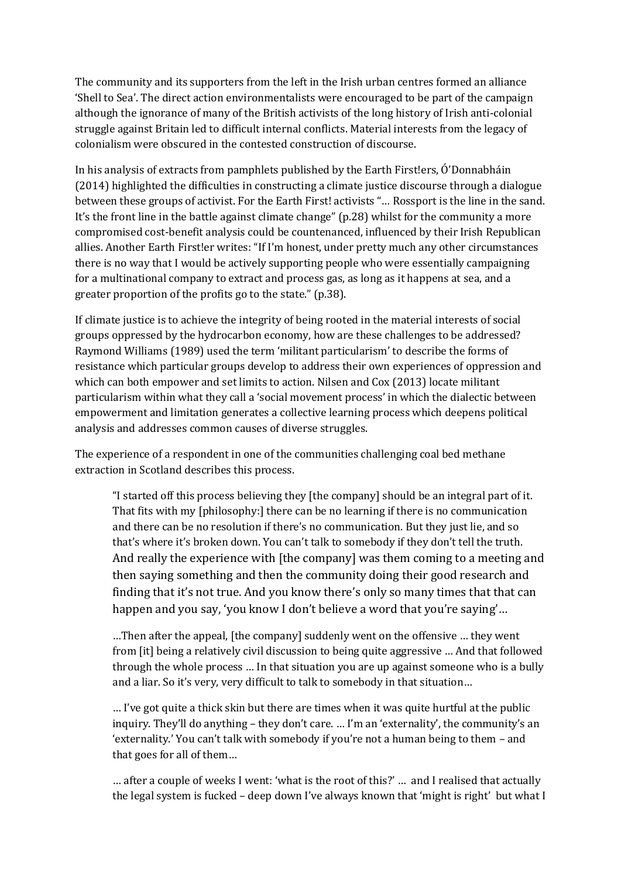The community and its supporters from the left in the Irish urban centres formed an alliance 'Shell to Sea'. The direct action environmentalists were encouraged to be part of the campaign although the ignorance of many of the British activists of the long history of Irish anti-colonial struggle against Britain led to difficult internal conflicts. Material interests from the legacy of colonialism were obscured in the contested construction of discourse.

In his analysis of extracts from pamphlets published by the Earth First!ers, Ó'Donnabháin (2014) highlighted the difficulties in constructing a climate justice discourse through a dialogue between these groups of activist. For the Earth First! activists "… Rossport is the line in the sand. It's the front line in the battle against climate change" (p.28) whilst for the community a more compromised cost-benefit analysis could be countenanced, influenced by their Irish Republican allies. Another Earth First!er writes: "If I'm honest, under pretty much any other circumstances there is no way that I would be actively supporting people who were essentially campaigning for a multinational company to extract and process gas, as long as it happens at sea, and a greater proportion of the profits go to the state." (p.38).

If climate justice is to achieve the integrity of being rooted in the material interests of social groups oppressed by the hydrocarbon economy, how are these challenges to be addressed? Raymond Williams (1989) used the term 'militant particularism' to describe the forms of resistance which particular groups develop to address their own experiences of oppression and which can both empower and set limits to action. Nilsen and Cox (2013) locate militant particularism within what they call a 'social movement process' in which the dialectic between empowerment and limitation generates a collective learning process which deepens political analysis and addresses common causes of diverse struggles.

The experience of a respondent in one of the communities challenging coal bed methane extraction in Scotland describes this process.

> "I started off this process believing they [the company] should be an integral part of it. That fits with my [philosophy:] there can be no learning if there is no communication and there can be no resolution if there's no communication. But they just lie, and so that's where it's broken down. You can't talk to somebody if they don't tell the truth. And really the experience with [the company] was them coming to a meeting and then saying something and then the community doing their good research and finding that it's not true. And you know there's only so many times that that can happen and you say, 'you know I don't believe a word that you're saying'…
>
> …Then after the appeal, [the company] suddenly went on the offensive … they went from [it] being a relatively civil discussion to being quite aggressive … And that followed through the whole process … In that situation you are up against someone who is a bully and a liar. So it's very, very difficult to talk to somebody in that situation…
>
> … I've got quite a thick skin but there are times when it was quite hurtful at the public inquiry. They'll do anything – they don't care. … I'm an 'externality', the community's an 'externality.' You can't talk with somebody if you're not a human being to them – and that goes for all of them…
>
> … after a couple of weeks I went: 'what is the root of this?' … and I realised that actually the legal system is fucked – deep down I've always known that 'might is right' but what I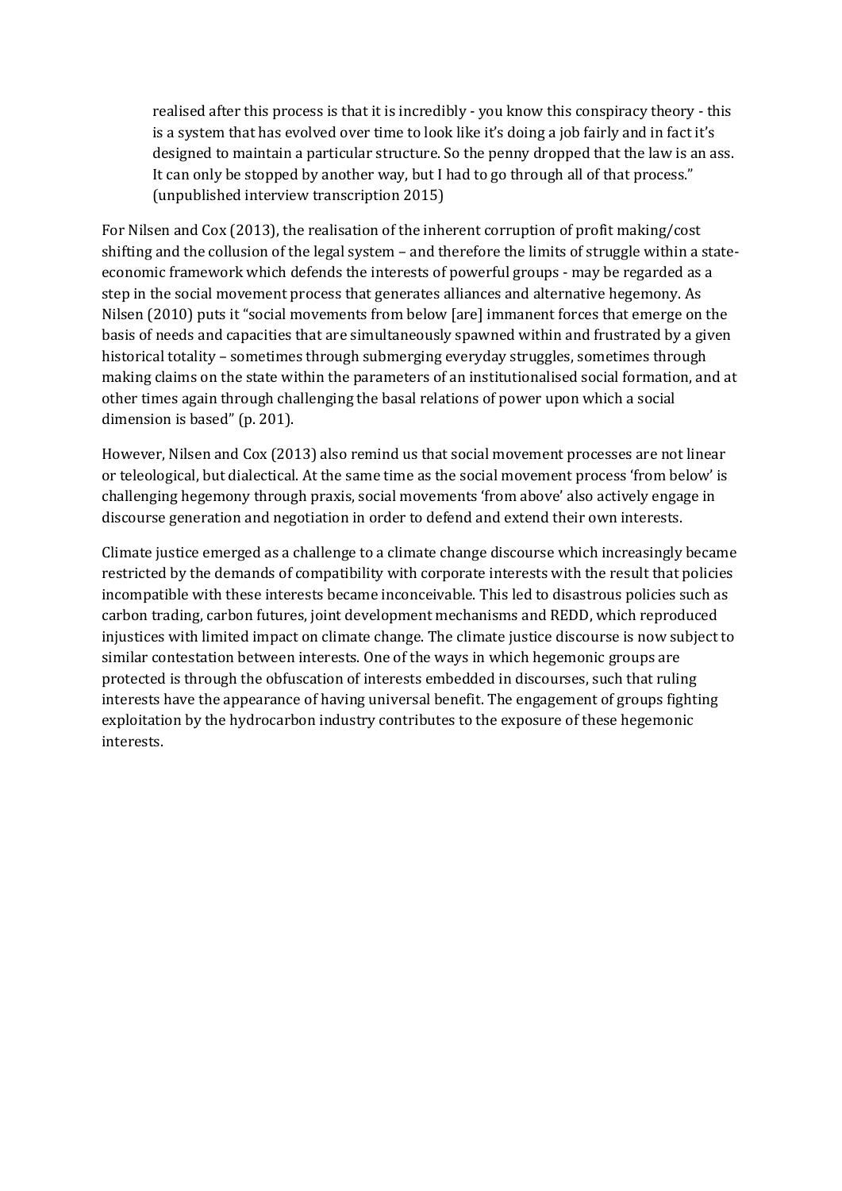> realised after this process is that it is incredibly - you know this conspiracy theory - this is a system that has evolved over time to look like it's doing a job fairly and in fact it's designed to maintain a particular structure. So the penny dropped that the law is an ass. It can only be stopped by another way, but I had to go through all of that process." (unpublished interview transcription 2015)

For Nilsen and Cox (2013), the realisation of the inherent corruption of profit making/cost shifting and the collusion of the legal system – and therefore the limits of struggle within a state-economic framework which defends the interests of powerful groups - may be regarded as a step in the social movement process that generates alliances and alternative hegemony. As Nilsen (2010) puts it "social movements from below [are] immanent forces that emerge on the basis of needs and capacities that are simultaneously spawned within and frustrated by a given historical totality – sometimes through submerging everyday struggles, sometimes through making claims on the state within the parameters of an institutionalised social formation, and at other times again through challenging the basal relations of power upon which a social dimension is based" (p. 201).

However, Nilsen and Cox (2013) also remind us that social movement processes are not linear or teleological, but dialectical. At the same time as the social movement process 'from below' is challenging hegemony through praxis, social movements 'from above' also actively engage in discourse generation and negotiation in order to defend and extend their own interests.

Climate justice emerged as a challenge to a climate change discourse which increasingly became restricted by the demands of compatibility with corporate interests with the result that policies incompatible with these interests became inconceivable. This led to disastrous policies such as carbon trading, carbon futures, joint development mechanisms and REDD, which reproduced injustices with limited impact on climate change. The climate justice discourse is now subject to similar contestation between interests. One of the ways in which hegemonic groups are protected is through the obfuscation of interests embedded in discourses, such that ruling interests have the appearance of having universal benefit. The engagement of groups fighting exploitation by the hydrocarbon industry contributes to the exposure of these hegemonic interests.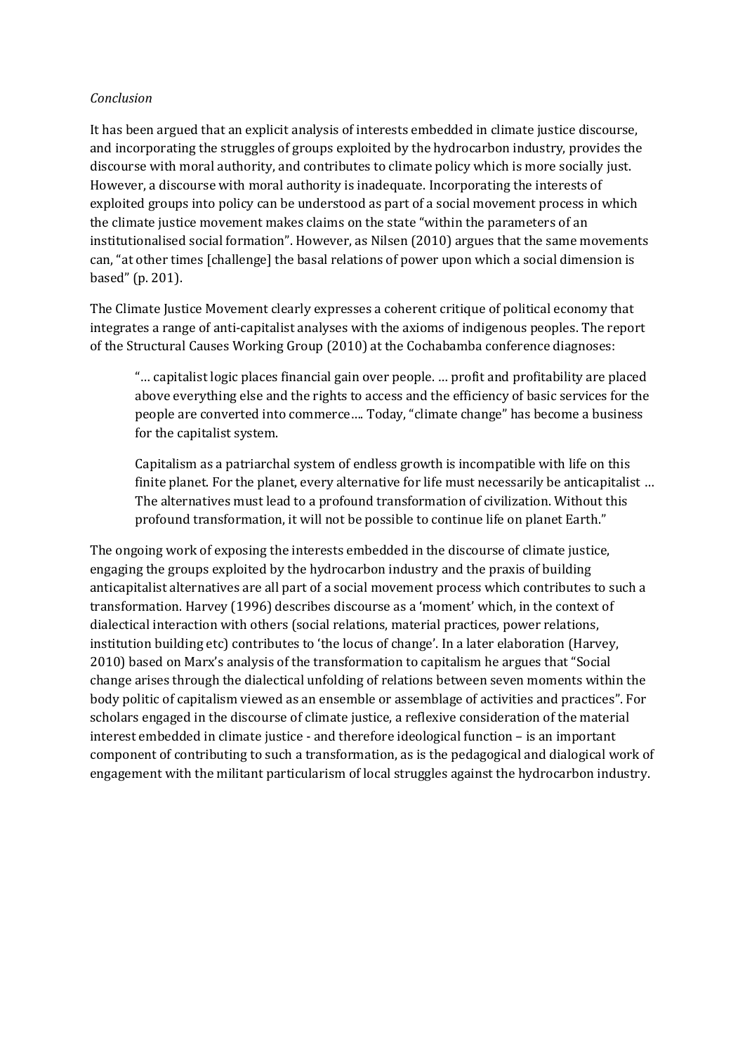*Conclusion*

It has been argued that an explicit analysis of interests embedded in climate justice discourse, and incorporating the struggles of groups exploited by the hydrocarbon industry, provides the discourse with moral authority, and contributes to climate policy which is more socially just. However, a discourse with moral authority is inadequate. Incorporating the interests of exploited groups into policy can be understood as part of a social movement process in which the climate justice movement makes claims on the state "within the parameters of an institutionalised social formation". However, as Nilsen (2010) argues that the same movements can, "at other times [challenge] the basal relations of power upon which a social dimension is based" (p. 201).

The Climate Justice Movement clearly expresses a coherent critique of political economy that integrates a range of anti-capitalist analyses with the axioms of indigenous peoples. The report of the Structural Causes Working Group (2010) at the Cochabamba conference diagnoses:

> "… capitalist logic places financial gain over people. … profit and profitability are placed above everything else and the rights to access and the efficiency of basic services for the people are converted into commerce…. Today, "climate change" has become a business for the capitalist system.
>
> Capitalism as a patriarchal system of endless growth is incompatible with life on this finite planet. For the planet, every alternative for life must necessarily be anticapitalist … The alternatives must lead to a profound transformation of civilization. Without this profound transformation, it will not be possible to continue life on planet Earth."

The ongoing work of exposing the interests embedded in the discourse of climate justice, engaging the groups exploited by the hydrocarbon industry and the praxis of building anticapitalist alternatives are all part of a social movement process which contributes to such a transformation. Harvey (1996) describes discourse as a 'moment' which, in the context of dialectical interaction with others (social relations, material practices, power relations, institution building etc) contributes to 'the locus of change'. In a later elaboration (Harvey, 2010) based on Marx's analysis of the transformation to capitalism he argues that "Social change arises through the dialectical unfolding of relations between seven moments within the body politic of capitalism viewed as an ensemble or assemblage of activities and practices". For scholars engaged in the discourse of climate justice, a reflexive consideration of the material interest embedded in climate justice - and therefore ideological function – is an important component of contributing to such a transformation, as is the pedagogical and dialogical work of engagement with the militant particularism of local struggles against the hydrocarbon industry.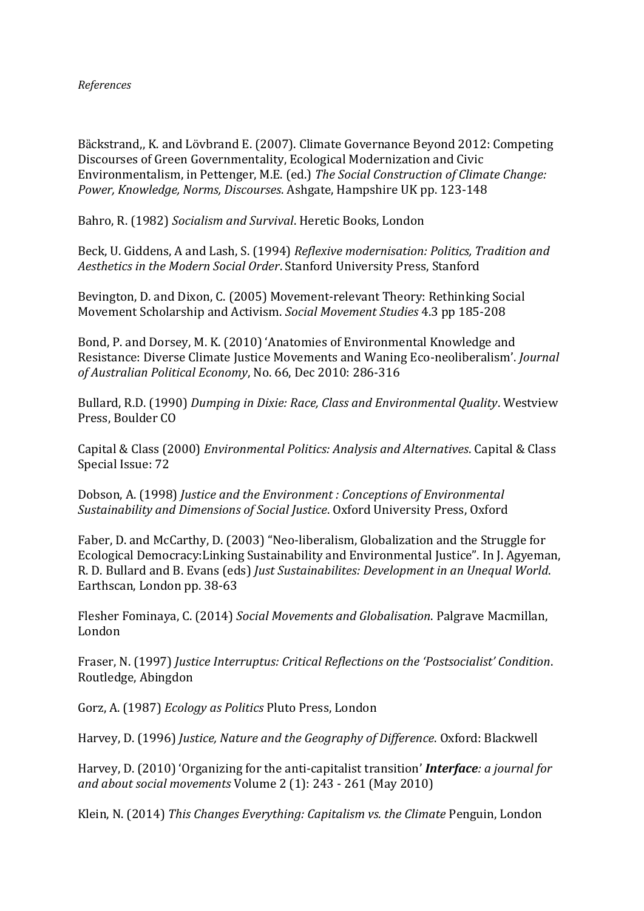*References*

Bäckstrand,, K. and Lövbrand E. (2007). Climate Governance Beyond 2012: Competing Discourses of Green Governmentality, Ecological Modernization and Civic Environmentalism, in Pettenger, M.E. (ed.) *The Social Construction of Climate Change: Power, Knowledge, Norms, Discourses*. Ashgate, Hampshire UK pp. 123-148

Bahro, R. (1982) *Socialism and Survival*. Heretic Books, London

Beck, U. Giddens, A and Lash, S. (1994) *Reflexive modernisation: Politics, Tradition and Aesthetics in the Modern Social Order*. Stanford University Press, Stanford

Bevington, D. and Dixon, C. (2005) Movement-relevant Theory: Rethinking Social Movement Scholarship and Activism. *Social Movement Studies* 4.3 pp 185-208

Bond, P. and Dorsey, M. K. (2010) 'Anatomies of Environmental Knowledge and Resistance: Diverse Climate Justice Movements and Waning Eco-neoliberalism'. *Journal of Australian Political Economy*, No. 66, Dec 2010: 286-316

Bullard, R.D. (1990) *Dumping in Dixie: Race, Class and Environmental Quality*. Westview Press, Boulder CO

Capital & Class (2000) *Environmental Politics: Analysis and Alternatives*. Capital & Class Special Issue: 72

Dobson, A. (1998) *Justice and the Environment : Conceptions of Environmental Sustainability and Dimensions of Social Justice*. Oxford University Press, Oxford

Faber, D. and McCarthy, D. (2003) "Neo-liberalism, Globalization and the Struggle for Ecological Democracy:Linking Sustainability and Environmental Justice". In J. Agyeman, R. D. Bullard and B. Evans (eds) *Just Sustainabilites: Development in an Unequal World*. Earthscan, London pp. 38-63

Flesher Fominaya, C. (2014) *Social Movements and Globalisation*. Palgrave Macmillan, London

Fraser, N. (1997) *Justice Interruptus: Critical Reflections on the 'Postsocialist' Condition*. Routledge, Abingdon

Gorz, A. (1987) *Ecology as Politics* Pluto Press, London

Harvey, D. (1996) *Justice, Nature and the Geography of Difference*. Oxford: Blackwell

Harvey, D. (2010) 'Organizing for the anti-capitalist transition' ***Interface****: a journal for and about social movements* Volume 2 (1): 243 - 261 (May 2010)

Klein, N. (2014) *This Changes Everything: Capitalism vs. the Climate* Penguin, London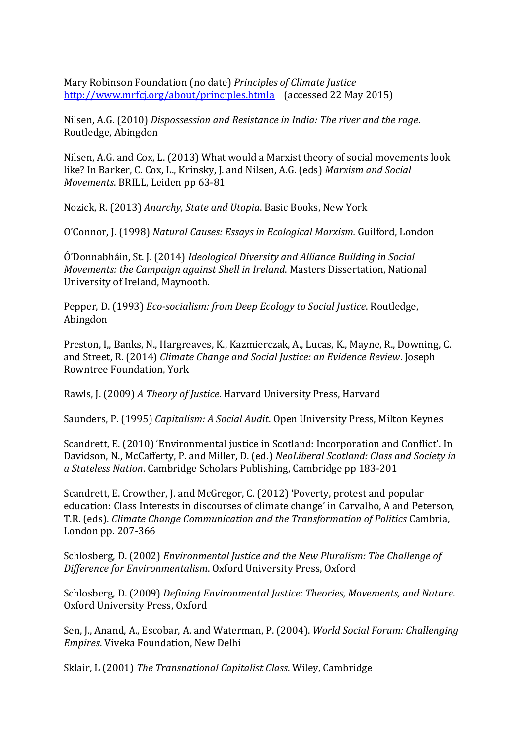Mary Robinson Foundation (no date) *Principles of Climate Justice* http://www.mrfcj.org/about/principles.htmla (accessed 22 May 2015)

Nilsen, A.G. (2010) *Dispossession and Resistance in India: The river and the rage*. Routledge, Abingdon

Nilsen, A.G. and Cox, L. (2013) What would a Marxist theory of social movements look like? In Barker, C. Cox, L., Krinsky, J. and Nilsen, A.G. (eds) *Marxism and Social Movements*. BRILL, Leiden pp 63-81

Nozick, R. (2013) *Anarchy, State and Utopia*. Basic Books, New York

O'Connor, J. (1998) *Natural Causes: Essays in Ecological Marxism.* Guilford, London

Ó'Donnabháin, St. J. (2014) *Ideological Diversity and Alliance Building in Social Movements: the Campaign against Shell in Ireland*. Masters Dissertation, National University of Ireland, Maynooth.

Pepper, D. (1993) *Eco-socialism: from Deep Ecology to Social Justice*. Routledge, Abingdon

Preston, I,, Banks, N., Hargreaves, K., Kazmierczak, A., Lucas, K., Mayne, R., Downing, C. and Street, R. (2014) *Climate Change and Social Justice: an Evidence Review*. Joseph Rowntree Foundation, York

Rawls, J. (2009) *A Theory of Justice*. Harvard University Press, Harvard

Saunders, P. (1995) *Capitalism: A Social Audit*. Open University Press, Milton Keynes

Scandrett, E. (2010) 'Environmental justice in Scotland: Incorporation and Conflict'. In Davidson, N., McCafferty, P. and Miller, D. (ed.) *NeoLiberal Scotland: Class and Society in a Stateless Nation*. Cambridge Scholars Publishing, Cambridge pp 183-201

Scandrett, E. Crowther, J. and McGregor, C. (2012) 'Poverty, protest and popular education: Class Interests in discourses of climate change' in Carvalho, A and Peterson, T.R. (eds). *Climate Change Communication and the Transformation of Politics* Cambria, London pp. 207-366

Schlosberg, D. (2002) *Environmental Justice and the New Pluralism: The Challenge of Difference for Environmentalism*. Oxford University Press, Oxford

Schlosberg, D. (2009) *Defining Environmental Justice: Theories, Movements, and Nature*. Oxford University Press, Oxford

Sen, J., Anand, A., Escobar, A. and Waterman, P. (2004). *World Social Forum: Challenging Empires*. Viveka Foundation, New Delhi

Sklair, L (2001) *The Transnational Capitalist Class*. Wiley, Cambridge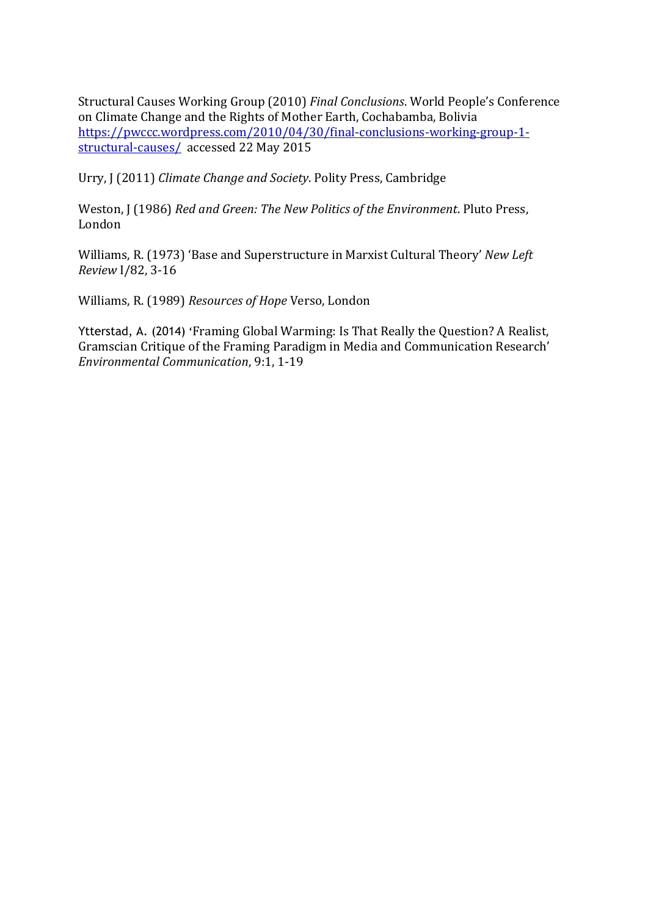Structural Causes Working Group (2010) *Final Conclusions*. World People's Conference on Climate Change and the Rights of Mother Earth, Cochabamba, Bolivia https://pwccc.wordpress.com/2010/04/30/final-conclusions-working-group-1-structural-causes/ accessed 22 May 2015

Urry, J (2011) *Climate Change and Society*. Polity Press, Cambridge

Weston, J (1986) *Red and Green: The New Politics of the Environment*. Pluto Press, London

Williams, R. (1973) 'Base and Superstructure in Marxist Cultural Theory' *New Left Review* I/82, 3-16

Williams, R. (1989) *Resources of Hope* Verso, London

Ytterstad, A. (2014) 'Framing Global Warming: Is That Really the Question? A Realist, Gramscian Critique of the Framing Paradigm in Media and Communication Research' *Environmental Communication*, 9:1, 1-19